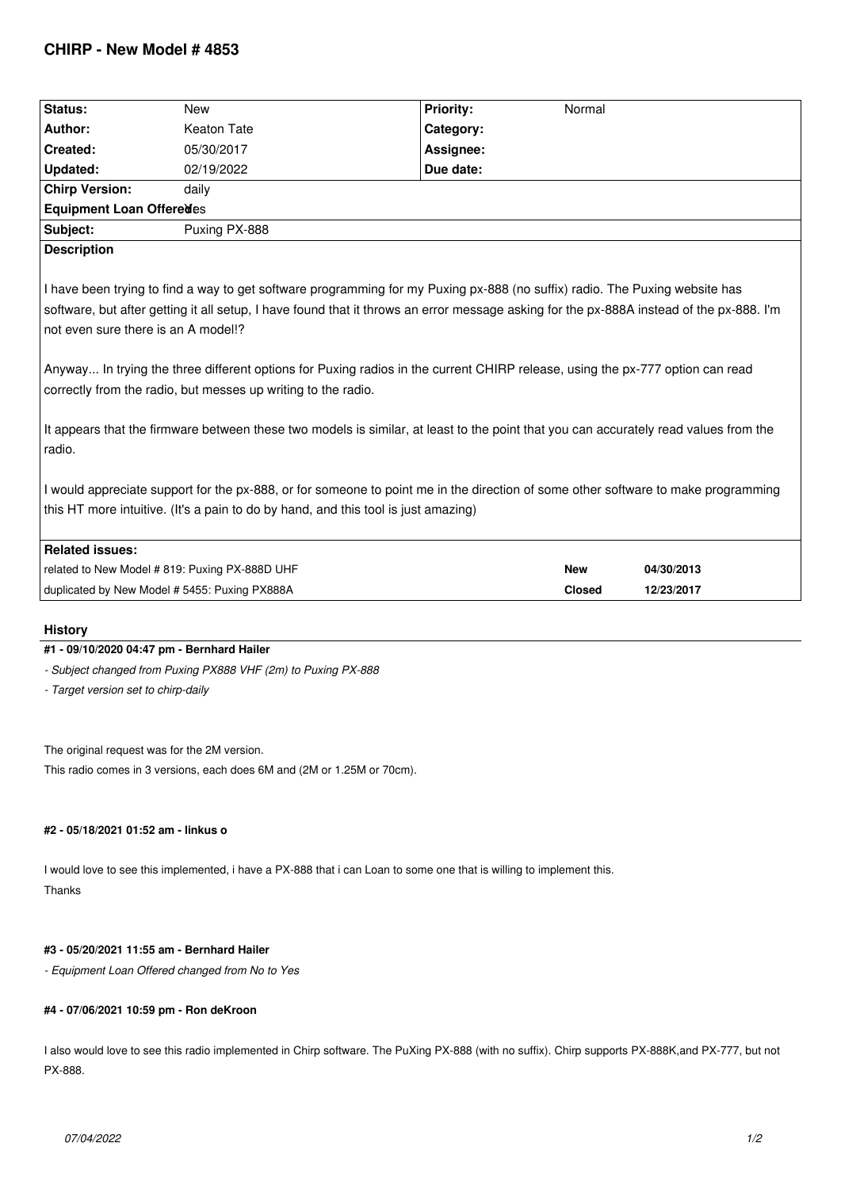# CHIRP - New Model # 4853

| Status: | New | Priority: | Normal |
|---|---|---|---|
| Author: | Keaton Tate | Category: | |
| Created: | 05/30/2017 | Assignee: | |
| Updated: | 02/19/2022 | Due date: | |
| Chirp Version: | daily | | |
| Equipment Loan Offered: | Yes | | |
| Subject: | Puxing PX-888 | | |

**Description**

I have been trying to find a way to get software programming for my Puxing px-888 (no suffix) radio. The Puxing website has software, but after getting it all setup, I have found that it throws an error message asking for the px-888A instead of the px-888. I'm not even sure there is an A model!?

Anyway... In trying the three different options for Puxing radios in the current CHIRP release, using the px-777 option can read correctly from the radio, but messes up writing to the radio.

It appears that the firmware between these two models is similar, at least to the point that you can accurately read values from the radio.

I would appreciate support for the px-888, or for someone to point me in the direction of some other software to make programming this HT more intuitive. (It's a pain to do by hand, and this tool is just amazing)

**Related issues:**

| | | |
|---|---|---|
| related to New Model # 819: Puxing PX-888D UHF | New | 04/30/2013 |
| duplicated by New Model # 5455: Puxing PX888A | Closed | 12/23/2017 |

## History

### #1 - 09/10/2020 04:47 pm - Bernhard Hailer

*- Subject changed from Puxing PX888 VHF (2m) to Puxing PX-888*

*- Target version set to chirp-daily*

The original request was for the 2M version.

This radio comes in 3 versions, each does 6M and (2M or 1.25M or 70cm).

### #2 - 05/18/2021 01:52 am - linkus o

I would love to see this implemented, i have a PX-888 that i can Loan to some one that is willing to implement this.

Thanks

### #3 - 05/20/2021 11:55 am - Bernhard Hailer

*- Equipment Loan Offered changed from No to Yes*

### #4 - 07/06/2021 10:59 pm - Ron deKroon

I also would love to see this radio implemented in Chirp software. The PuXing PX-888 (with no suffix). Chirp supports PX-888K,and PX-777, but not PX-888.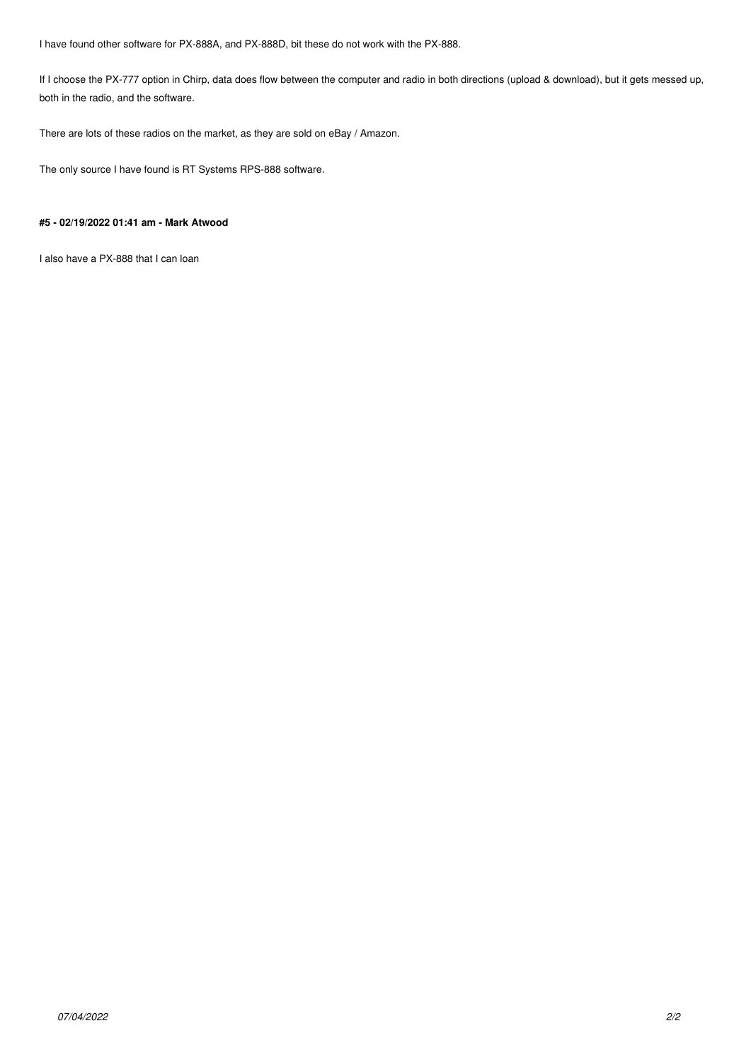I have found other software for PX-888A, and PX-888D, bit these do not work with the PX-888.

If I choose the PX-777 option in Chirp, data does flow between the computer and radio in both directions (upload & download), but it gets messed up, both in the radio, and the software.

There are lots of these radios on the market, as they are sold on eBay / Amazon.

The only source I have found is RT Systems RPS-888 software.

**#5 - 02/19/2022 01:41 am - Mark Atwood**

I also have a PX-888 that I can loan